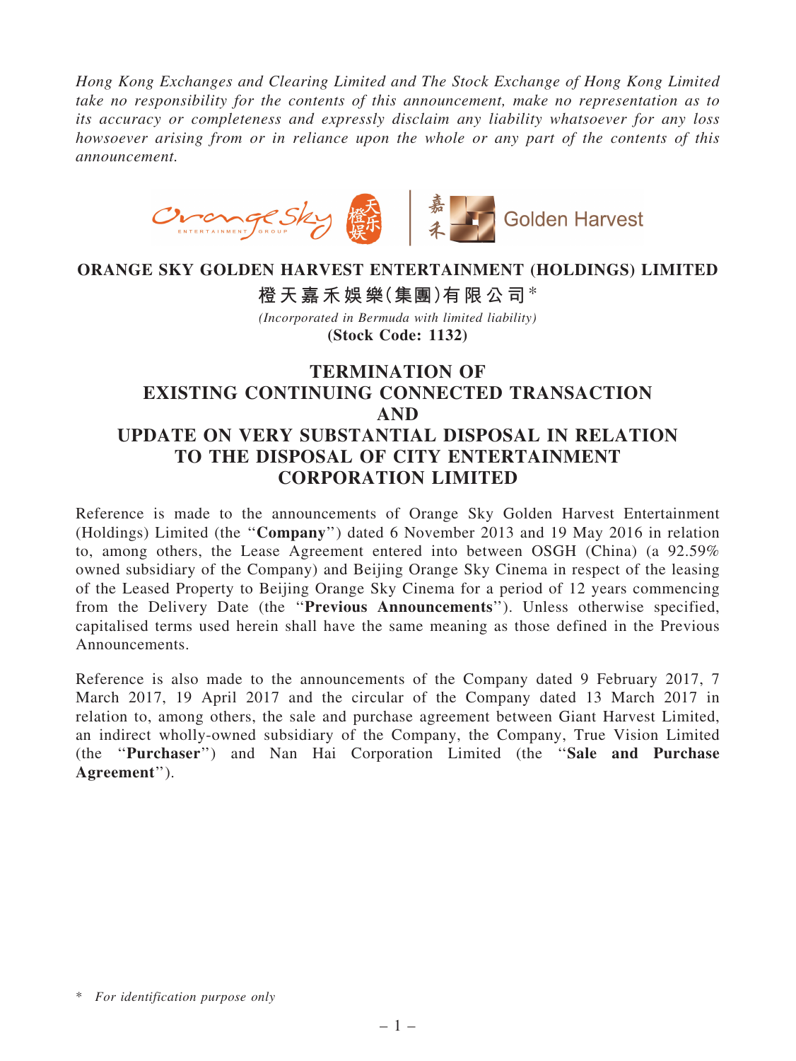*Hong Kong Exchanges and Clearing Limited and The Stock Exchange of Hong Kong Limited take no responsibility for the contents of this announcement, make no representation as to its accuracy or completeness and expressly disclaim any liability whatsoever for any loss howsoever arising from or in reliance upon the whole or any part of the contents of this announcement.*

**ORANGE SKY GOLDEN HARVEST ENTERTAINMENT (HOLDINGS) LIMITED**

**橙天嘉禾娛樂(集團)有限公司***

*(Incorporated in Bermuda with limited liability)*

**(Stock Code: 1132)**

# TERMINATION OF EXISTING CONTINUING CONNECTED TRANSACTION AND UPDATE ON VERY SUBSTANTIAL DISPOSAL IN RELATION TO THE DISPOSAL OF CITY ENTERTAINMENT CORPORATION LIMITED

Reference is made to the announcements of Orange Sky Golden Harvest Entertainment (Holdings) Limited (the "**Company**") dated 6 November 2013 and 19 May 2016 in relation to, among others, the Lease Agreement entered into between OSGH (China) (a 92.59% owned subsidiary of the Company) and Beijing Orange Sky Cinema in respect of the leasing of the Leased Property to Beijing Orange Sky Cinema for a period of 12 years commencing from the Delivery Date (the "**Previous Announcements**"). Unless otherwise specified, capitalised terms used herein shall have the same meaning as those defined in the Previous Announcements.

Reference is also made to the announcements of the Company dated 9 February 2017, 7 March 2017, 19 April 2017 and the circular of the Company dated 13 March 2017 in relation to, among others, the sale and purchase agreement between Giant Harvest Limited, an indirect wholly-owned subsidiary of the Company, the Company, True Vision Limited (the "**Purchaser**") and Nan Hai Corporation Limited (the "**Sale and Purchase Agreement**").

\* *For identification purpose only*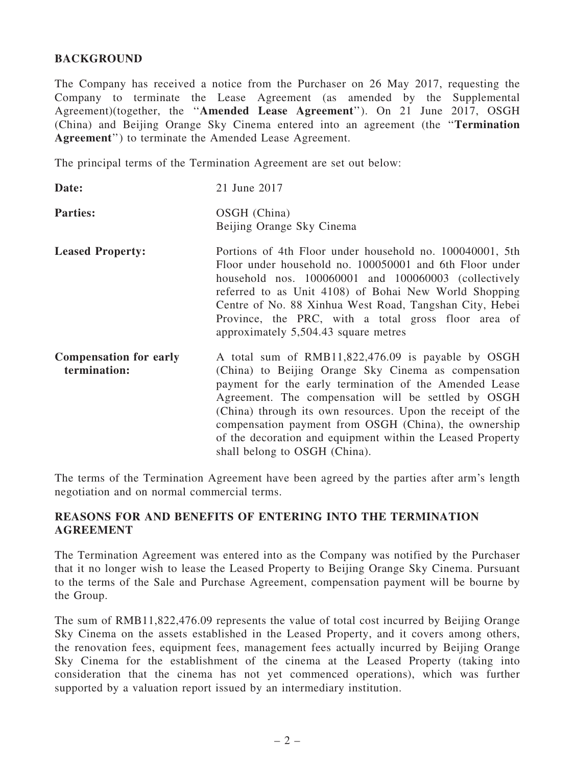## BACKGROUND

The Company has received a notice from the Purchaser on 26 May 2017, requesting the Company to terminate the Lease Agreement (as amended by the Supplemental Agreement)(together, the ''**Amended Lease Agreement**''). On 21 June 2017, OSGH (China) and Beijing Orange Sky Cinema entered into an agreement (the ''**Termination Agreement**'') to terminate the Amended Lease Agreement.

The principal terms of the Termination Agreement are set out below:

| | |
|---|---|
| **Date:** | 21 June 2017 |
| **Parties:** | OSGH (China)<br>Beijing Orange Sky Cinema |
| **Leased Property:** | Portions of 4th Floor under household no. 100040001, 5th Floor under household no. 100050001 and 6th Floor under household nos. 100060001 and 100060003 (collectively referred to as Unit 4108) of Bohai New World Shopping Centre of No. 88 Xinhua West Road, Tangshan City, Hebei Province, the PRC, with a total gross floor area of approximately 5,504.43 square metres |
| **Compensation for early termination:** | A total sum of RMB11,822,476.09 is payable by OSGH (China) to Beijing Orange Sky Cinema as compensation payment for the early termination of the Amended Lease Agreement. The compensation will be settled by OSGH (China) through its own resources. Upon the receipt of the compensation payment from OSGH (China), the ownership of the decoration and equipment within the Leased Property shall belong to OSGH (China). |

The terms of the Termination Agreement have been agreed by the parties after arm's length negotiation and on normal commercial terms.

## REASONS FOR AND BENEFITS OF ENTERING INTO THE TERMINATION AGREEMENT

The Termination Agreement was entered into as the Company was notified by the Purchaser that it no longer wish to lease the Leased Property to Beijing Orange Sky Cinema. Pursuant to the terms of the Sale and Purchase Agreement, compensation payment will be bourne by the Group.

The sum of RMB11,822,476.09 represents the value of total cost incurred by Beijing Orange Sky Cinema on the assets established in the Leased Property, and it covers among others, the renovation fees, equipment fees, management fees actually incurred by Beijing Orange Sky Cinema for the establishment of the cinema at the Leased Property (taking into consideration that the cinema has not yet commenced operations), which was further supported by a valuation report issued by an intermediary institution.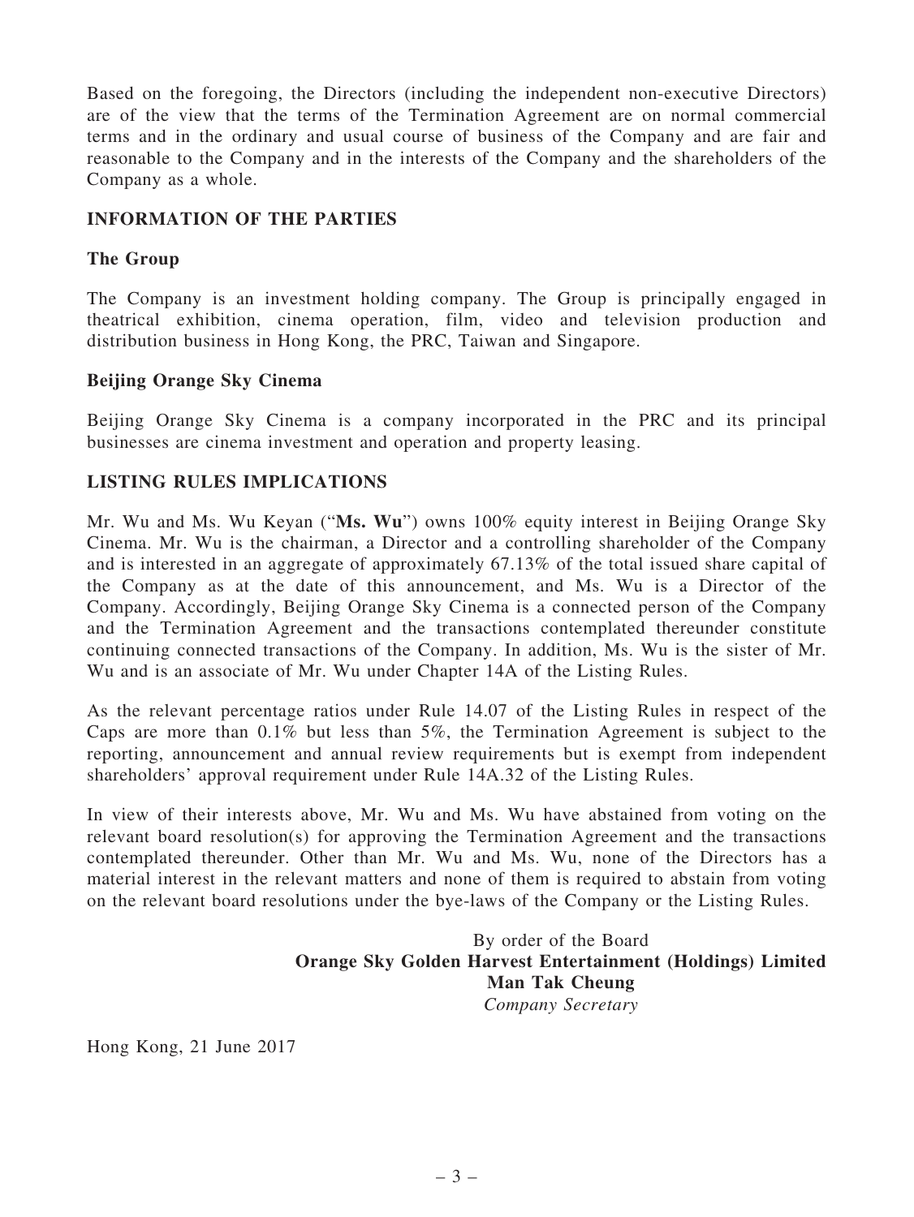Based on the foregoing, the Directors (including the independent non-executive Directors) are of the view that the terms of the Termination Agreement are on normal commercial terms and in the ordinary and usual course of business of the Company and are fair and reasonable to the Company and in the interests of the Company and the shareholders of the Company as a whole.

## INFORMATION OF THE PARTIES

### The Group

The Company is an investment holding company. The Group is principally engaged in theatrical exhibition, cinema operation, film, video and television production and distribution business in Hong Kong, the PRC, Taiwan and Singapore.

### Beijing Orange Sky Cinema

Beijing Orange Sky Cinema is a company incorporated in the PRC and its principal businesses are cinema investment and operation and property leasing.

## LISTING RULES IMPLICATIONS

Mr. Wu and Ms. Wu Keyan ("**Ms. Wu**") owns 100% equity interest in Beijing Orange Sky Cinema. Mr. Wu is the chairman, a Director and a controlling shareholder of the Company and is interested in an aggregate of approximately 67.13% of the total issued share capital of the Company as at the date of this announcement, and Ms. Wu is a Director of the Company. Accordingly, Beijing Orange Sky Cinema is a connected person of the Company and the Termination Agreement and the transactions contemplated thereunder constitute continuing connected transactions of the Company. In addition, Ms. Wu is the sister of Mr. Wu and is an associate of Mr. Wu under Chapter 14A of the Listing Rules.

As the relevant percentage ratios under Rule 14.07 of the Listing Rules in respect of the Caps are more than 0.1% but less than 5%, the Termination Agreement is subject to the reporting, announcement and annual review requirements but is exempt from independent shareholders' approval requirement under Rule 14A.32 of the Listing Rules.

In view of their interests above, Mr. Wu and Ms. Wu have abstained from voting on the relevant board resolution(s) for approving the Termination Agreement and the transactions contemplated thereunder. Other than Mr. Wu and Ms. Wu, none of the Directors has a material interest in the relevant matters and none of them is required to abstain from voting on the relevant board resolutions under the bye-laws of the Company or the Listing Rules.

By order of the Board
**Orange Sky Golden Harvest Entertainment (Holdings) Limited**
**Man Tak Cheung**
*Company Secretary*

Hong Kong, 21 June 2017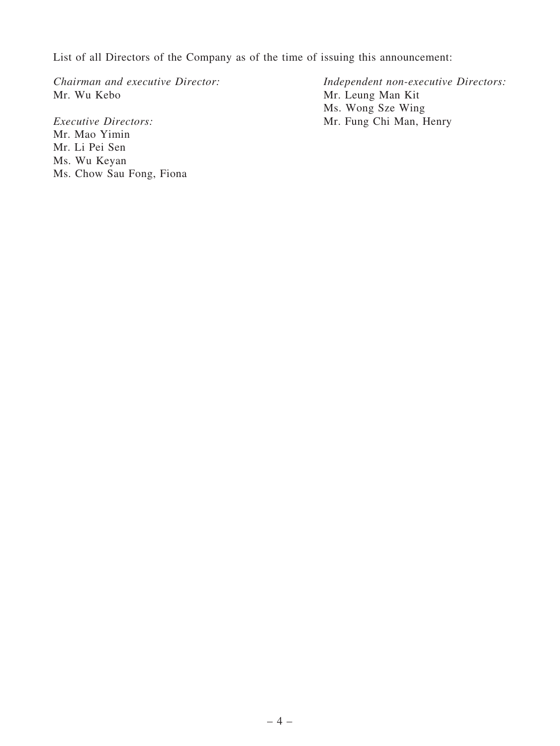List of all Directors of the Company as of the time of issuing this announcement:

*Chairman and executive Director:*
Mr. Wu Kebo

*Executive Directors:*
Mr. Mao Yimin
Mr. Li Pei Sen
Ms. Wu Keyan
Ms. Chow Sau Fong, Fiona

*Independent non-executive Directors:*
Mr. Leung Man Kit
Ms. Wong Sze Wing
Mr. Fung Chi Man, Henry